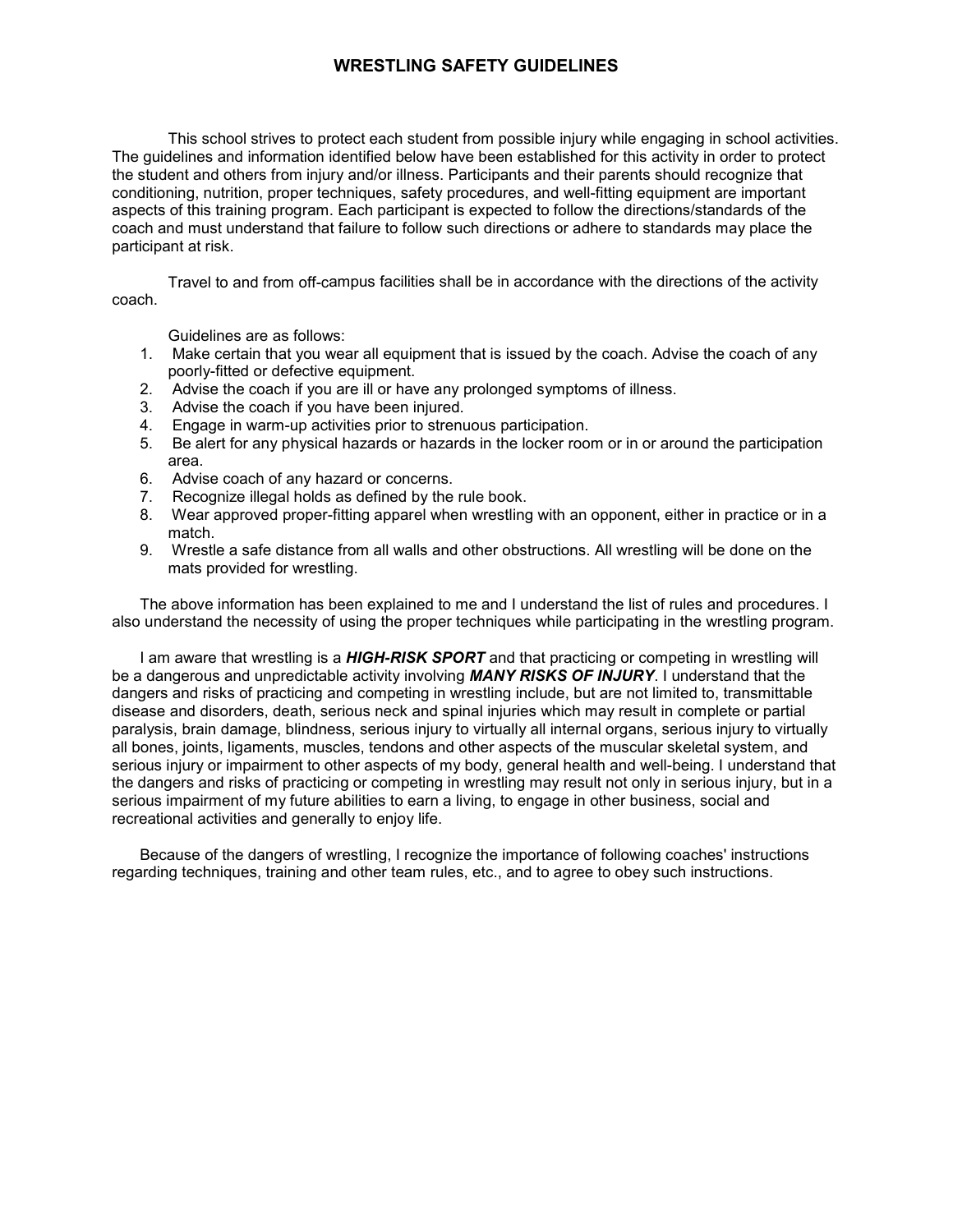# WRESTLING SAFETY GUIDELINES

This school strives to protect each student from possible injury while engaging in school activities. The guidelines and information identified below have been established for this activity in order to protect the student and others from injury and/or illness. Participants and their parents should recognize that conditioning, nutrition, proper techniques, safety procedures, and well-fitting equipment are important aspects of this training program. Each participant is expected to follow the directions/standards of the coach and must understand that failure to follow such directions or adhere to standards may place the participant at risk.

Travel to and from off-campus facilities shall be in accordance with the directions of the activity coach.

Guidelines are as follows:

1. Make certain that you wear all equipment that is issued by the coach. Advise the coach of any poorly-fitted or defective equipment.
2. Advise the coach if you are ill or have any prolonged symptoms of illness.
3. Advise the coach if you have been injured.
4. Engage in warm-up activities prior to strenuous participation.
5. Be alert for any physical hazards or hazards in the locker room or in or around the participation area.
6. Advise coach of any hazard or concerns.
7. Recognize illegal holds as defined by the rule book.
8. Wear approved proper-fitting apparel when wrestling with an opponent, either in practice or in a match.
9. Wrestle a safe distance from all walls and other obstructions. All wrestling will be done on the mats provided for wrestling.

The above information has been explained to me and I understand the list of rules and procedures. I also understand the necessity of using the proper techniques while participating in the wrestling program.

I am aware that wrestling is a ***HIGH-RISK SPORT*** and that practicing or competing in wrestling will be a dangerous and unpredictable activity involving ***MANY RISKS OF INJURY***. I understand that the dangers and risks of practicing and competing in wrestling include, but are not limited to, transmittable disease and disorders, death, serious neck and spinal injuries which may result in complete or partial paralysis, brain damage, blindness, serious injury to virtually all internal organs, serious injury to virtually all bones, joints, ligaments, muscles, tendons and other aspects of the muscular skeletal system, and serious injury or impairment to other aspects of my body, general health and well-being. I understand that the dangers and risks of practicing or competing in wrestling may result not only in serious injury, but in a serious impairment of my future abilities to earn a living, to engage in other business, social and recreational activities and generally to enjoy life.

Because of the dangers of wrestling, I recognize the importance of following coaches' instructions regarding techniques, training and other team rules, etc., and to agree to obey such instructions.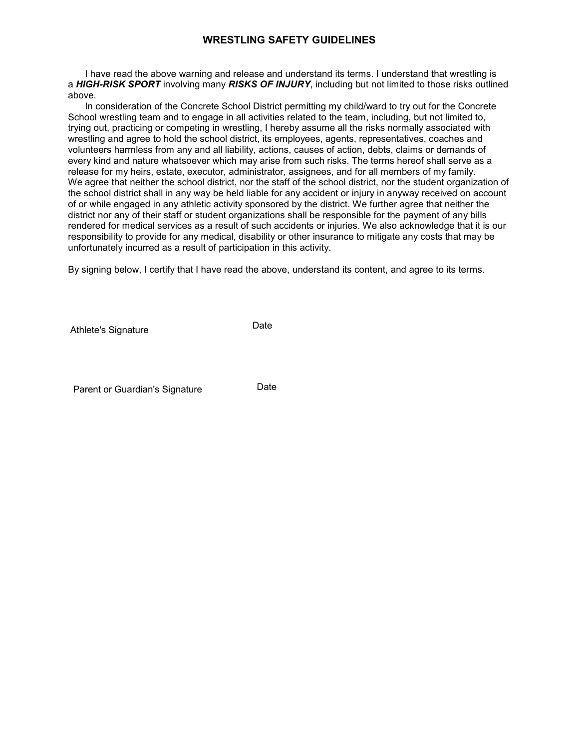## WRESTLING SAFETY GUIDELINES

I have read the above warning and release and understand its terms. I understand that wrestling is a ***HIGH-RISK SPORT*** involving many ***RISKS OF INJURY***, including but not limited to those risks outlined above.

In consideration of the Concrete School District permitting my child/ward to try out for the Concrete School wrestling team and to engage in all activities related to the team, including, but not limited to, trying out, practicing or competing in wrestling, I hereby assume all the risks normally associated with wrestling and agree to hold the school district, its employees, agents, representatives, coaches and volunteers harmless from any and all liability, actions, causes of action, debts, claims or demands of every kind and nature whatsoever which may arise from such risks. The terms hereof shall serve as a release for my heirs, estate, executor, administrator, assignees, and for all members of my family.
We agree that neither the school district, nor the staff of the school district, nor the student organization of the school district shall in any way be held liable for any accident or injury in anyway received on account of or while engaged in any athletic activity sponsored by the district. We further agree that neither the district nor any of their staff or student organizations shall be responsible for the payment of any bills rendered for medical services as a result of such accidents or injuries. We also acknowledge that it is our responsibility to provide for any medical, disability or other insurance to mitigate any costs that may be unfortunately incurred as a result of participation in this activity.

By signing below, I certify that I have read the above, understand its content, and agree to its terms.

Athlete's Signature　　　　Date

Parent or Guardian's Signature　　　　Date